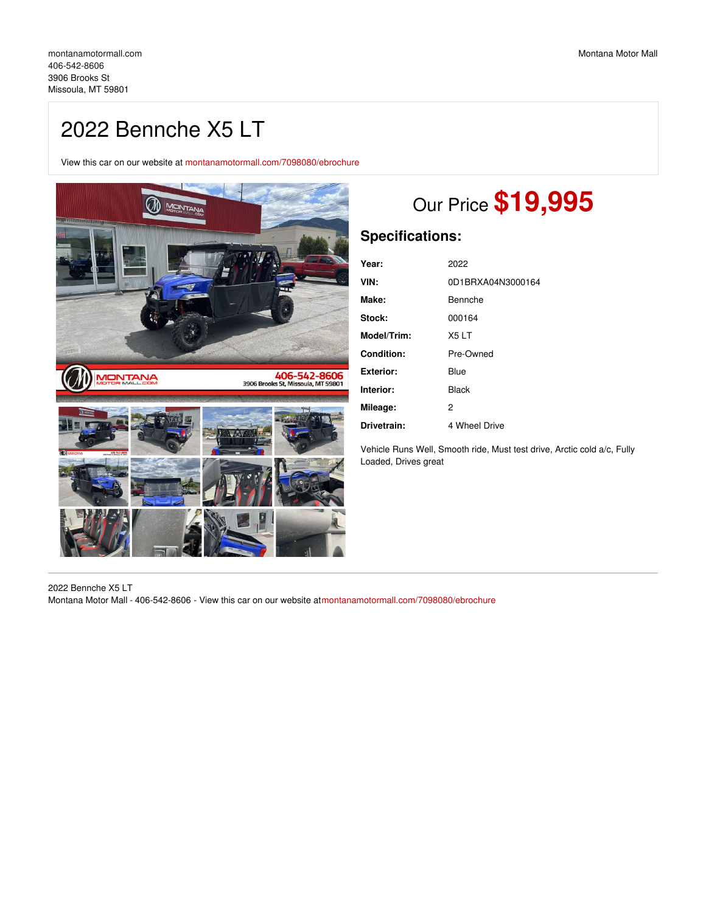montanamotormall.com
406-542-8606
3906 Brooks St
Missoula, MT 59801

Montana Motor Mall

# 2022 Bennche X5 LT

View this car on our website at montanamotormall.com/7098080/ebrochure

## Our Price **$19,995**

### Specifications:

| | |
|---|---|
| **Year:** | 2022 |
| **VIN:** | 0D1BRXA04N3000164 |
| **Make:** | Bennche |
| **Stock:** | 000164 |
| **Model/Trim:** | X5 LT |
| **Condition:** | Pre-Owned |
| **Exterior:** | Blue |
| **Interior:** | Black |
| **Mileage:** | 2 |
| **Drivetrain:** | 4 Wheel Drive |

Vehicle Runs Well, Smooth ride, Must test drive, Arctic cold a/c, Fully Loaded, Drives great

2022 Bennche X5 LT
Montana Motor Mall - 406-542-8606 - View this car on our website atmontanamotormall.com/7098080/ebrochure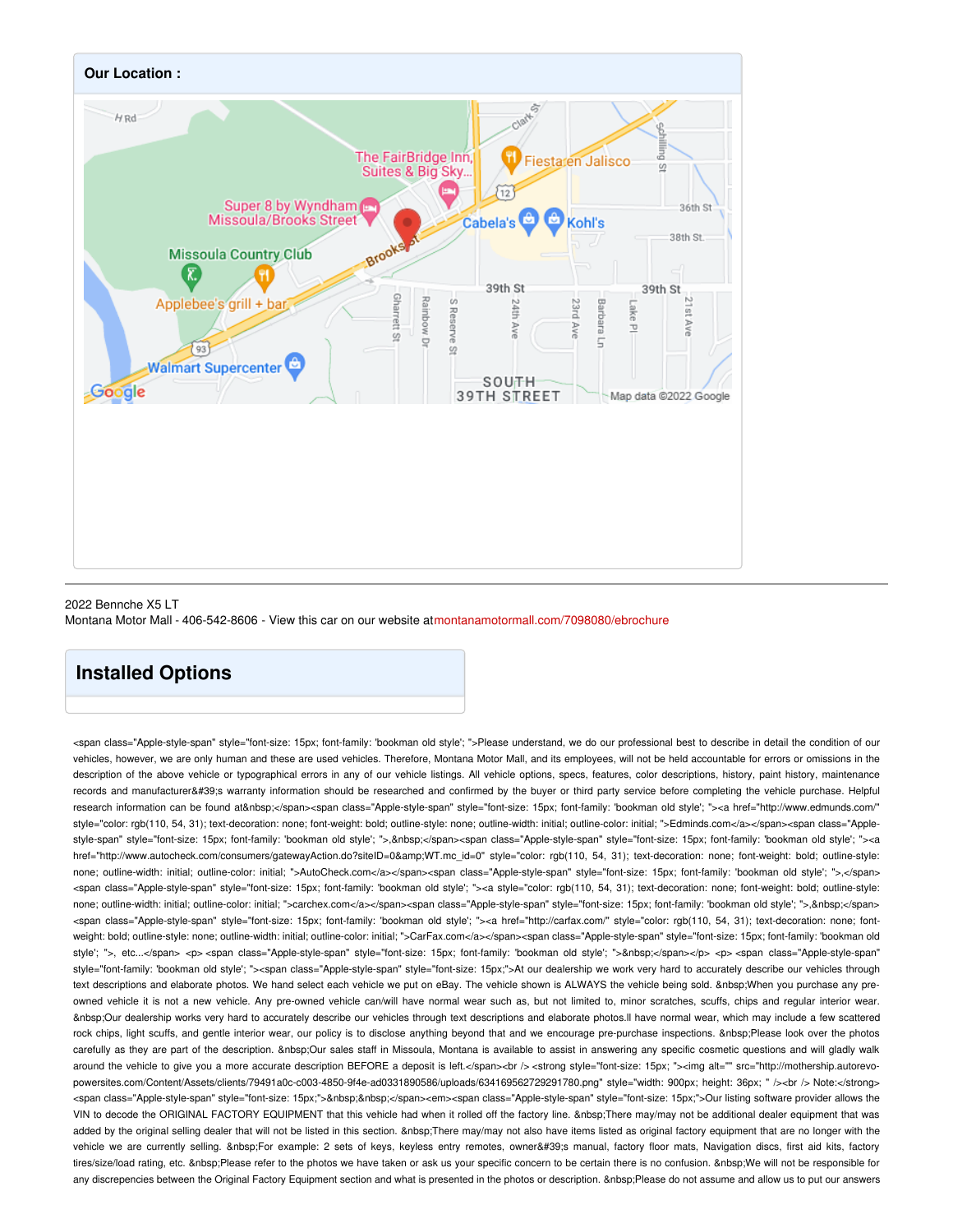## Our Location :

2022 Bennche X5 LT
Montana Motor Mall - 406-542-8606 - View this car on our website atmontanamotormall.com/7098080/ebrochure

## Installed Options

<span class="Apple-style-span" style="font-size: 15px; font-family: 'bookman old style'; ">Please understand, we do our professional best to describe in detail the condition of our vehicles, however, we are only human and these are used vehicles. Therefore, Montana Motor Mall, and its employees, will not be held accountable for errors or omissions in the description of the above vehicle or typographical errors in any of our vehicle listings. All vehicle options, specs, features, color descriptions, history, paint history, maintenance records and manufacturer&#39;s warranty information should be researched and confirmed by the buyer or third party service before completing the vehicle purchase. Helpful research information can be found at&nbsp;</span><span class="Apple-style-span" style="font-size: 15px; font-family: 'bookman old style'; "><a href="http://www.edmunds.com/" style="color: rgb(110, 54, 31); text-decoration: none; font-weight: bold; outline-style: none; outline-width: initial; outline-color: initial; ">Edmunds.com</a></span><span class="Apple-style-span" style="font-size: 15px; font-family: 'bookman old style'; ">,&nbsp;</span><span class="Apple-style-span" style="font-size: 15px; font-family: 'bookman old style'; "><a href="http://www.autocheck.com/consumers/gatewayAction.do?siteID=0&amp;WT.mc_id=0" style="color: rgb(110, 54, 31); text-decoration: none; font-weight: bold; outline-style: none; outline-width: initial; outline-color: initial; ">AutoCheck.com</a></span><span class="Apple-style-span" style="font-size: 15px; font-family: 'bookman old style'; ">,</span> <span class="Apple-style-span" style="font-size: 15px; font-family: 'bookman old style'; "><a style="color: rgb(110, 54, 31); text-decoration: none; font-weight: bold; outline-style: none; outline-width: initial; outline-color: initial; ">carchex.com</a></span><span class="Apple-style-span" style="font-size: 15px; font-family: 'bookman old style'; ">,&nbsp;</span> <span class="Apple-style-span" style="font-size: 15px; font-family: 'bookman old style'; "><a href="http://carfax.com/" style="color: rgb(110, 54, 31); text-decoration: none; font-weight: bold; outline-style: none; outline-width: initial; outline-color: initial; ">CarFax.com</a></span><span class="Apple-style-span" style="font-size: 15px; font-family: 'bookman old style'; ">, etc...</span> <p> <span class="Apple-style-span" style="font-size: 15px; font-family: 'bookman old style'; ">&nbsp;</span></p> <p> <span class="Apple-style-span" style="font-family: 'bookman old style'; "><span class="Apple-style-span" style="font-size: 15px;">At our dealership we work very hard to accurately describe our vehicles through text descriptions and elaborate photos. We hand select each vehicle we put on eBay. The vehicle shown is ALWAYS the vehicle being sold. &nbsp;When you purchase any pre-owned vehicle it is not a new vehicle. Any pre-owned vehicle can/will have normal wear such as, but not limited to, minor scratches, scuffs, chips and regular interior wear. &nbsp;Our dealership works very hard to accurately describe our vehicles through text descriptions and elaborate photos.ll have normal wear, which may include a few scattered rock chips, light scuffs, and gentle interior wear, our policy is to disclose anything beyond that and we encourage pre-purchase inspections. &nbsp;Please look over the photos carefully as they are part of the description. &nbsp;Our sales staff in Missoula, Montana is available to assist in answering any specific cosmetic questions and will gladly walk around the vehicle to give you a more accurate description BEFORE a deposit is left.</span><br /> <strong style="font-size: 15px; "><img alt="" src="http://mothership.autorevo-powersites.com/Content/Assets/clients/79491a0c-c003-4850-9f4e-ad0331890586/uploads/634169562729291780.png" style="width: 900px; height: 36px; " /><br /> Note:</strong> <span class="Apple-style-span" style="font-size: 15px;">&nbsp;&nbsp;</span><em><span class="Apple-style-span" style="font-size: 15px;">Our listing software provider allows the VIN to decode the ORIGINAL FACTORY EQUIPMENT that this vehicle had when it rolled off the factory line. &nbsp;There may/may not be additional dealer equipment that was added by the original selling dealer that will not be listed in this section. &nbsp;There may/may not also have items listed as original factory equipment that are no longer with the vehicle we are currently selling. &nbsp;For example: 2 sets of keys, keyless entry remotes, owner&#39;s manual, factory floor mats, Navigation discs, first aid kits, factory tires/size/load rating, etc. &nbsp;Please refer to the photos we have taken or ask us your specific concern to be certain there is no confusion. &nbsp;We will not be responsible for any discrepencies between the Original Factory Equipment section and what is presented in the photos or description. &nbsp;Please do not assume and allow us to put our answers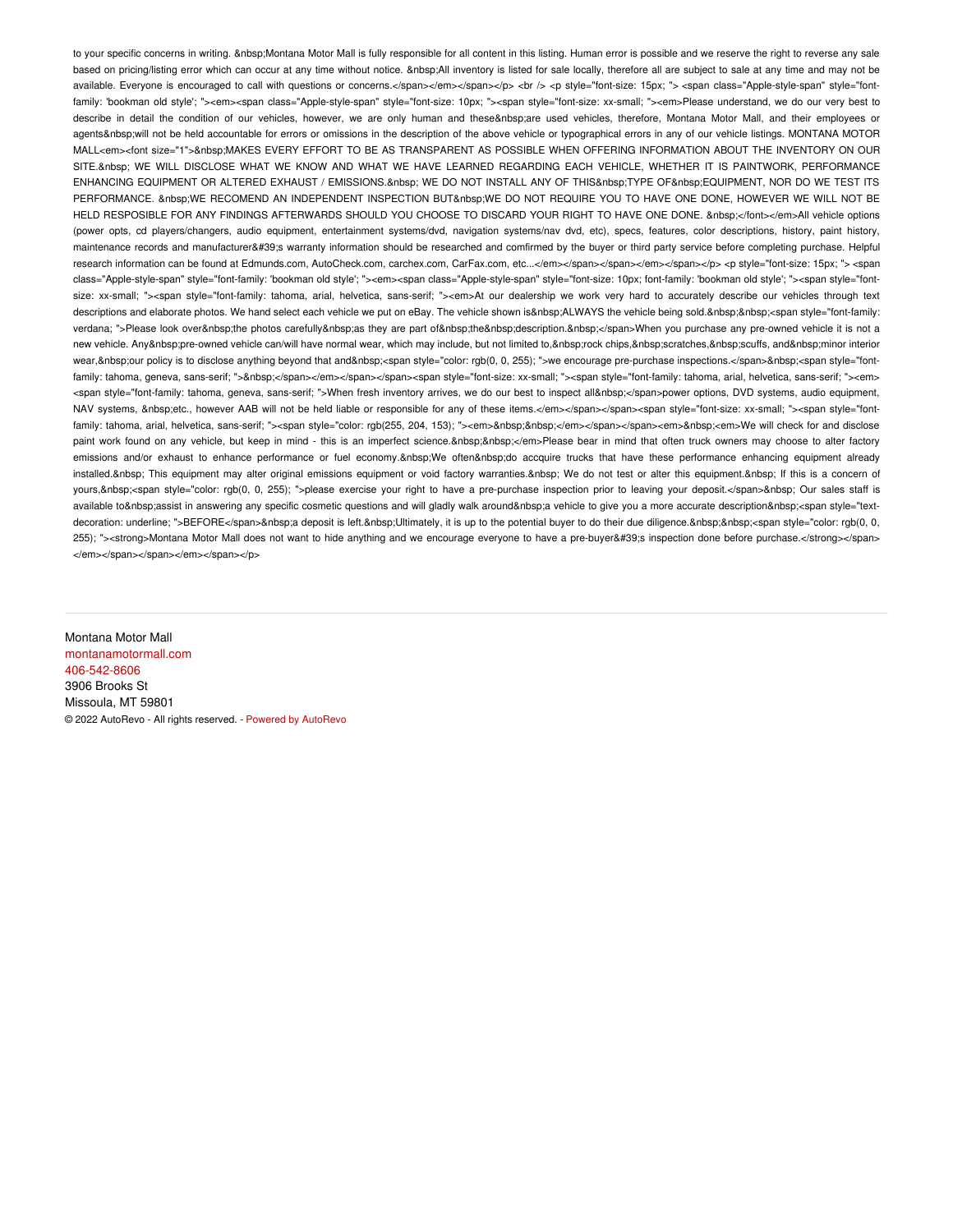to your specific concerns in writing. &nbsp;Montana Motor Mall is fully responsible for all content in this listing. Human error is possible and we reserve the right to reverse any sale based on pricing/listing error which can occur at any time without notice. &nbsp;All inventory is listed for sale locally, therefore all are subject to sale at any time and may not be available. Everyone is encouraged to call with questions or concerns.</span></em></span></p> <br /> <p style="font-size: 15px; "> <span class="Apple-style-span" style="font-family: 'bookman old style'; "><em><span class="Apple-style-span" style="font-size: 10px; "><span style="font-size: xx-small; "><em>Please understand, we do our very best to describe in detail the condition of our vehicles, however, we are only human and these&nbsp;are used vehicles, therefore, Montana Motor Mall, and their employees or agents&nbsp;will not be held accountable for errors or omissions in the description of the above vehicle or typographical errors in any of our vehicle listings. MONTANA MOTOR MALL<em><font size="1">&nbsp;MAKES EVERY EFFORT TO BE AS TRANSPARENT AS POSSIBLE WHEN OFFERING INFORMATION ABOUT THE INVENTORY ON OUR SITE.&nbsp; WE WILL DISCLOSE WHAT WE KNOW AND WHAT WE HAVE LEARNED REGARDING EACH VEHICLE, WHETHER IT IS PAINTWORK, PERFORMANCE ENHANCING EQUIPMENT OR ALTERED EXHAUST / EMISSIONS.&nbsp; WE DO NOT INSTALL ANY OF THIS&nbsp;TYPE OF&nbsp;EQUIPMENT, NOR DO WE TEST ITS PERFORMANCE. &nbsp;WE RECOMEND AN INDEPENDENT INSPECTION BUT&nbsp;WE DO NOT REQUIRE YOU TO HAVE ONE DONE, HOWEVER WE WILL NOT BE HELD RESPOSIBLE FOR ANY FINDINGS AFTERWARDS SHOULD YOU CHOOSE TO DISCARD YOUR RIGHT TO HAVE ONE DONE. &nbsp;</font></em>All vehicle options (power opts, cd players/changers, audio equipment, entertainment systems/dvd, navigation systems/nav dvd, etc), specs, features, color descriptions, history, paint history, maintenance records and manufacturer&#39;s warranty information should be researched and comfirmed by the buyer or third party service before completing purchase. Helpful research information can be found at Edmunds.com, AutoCheck.com, carchex.com, CarFax.com, etc...</em></span></span></em></span></p> <p style="font-size: 15px; "> <span class="Apple-style-span" style="font-family: 'bookman old style'; "><em><span class="Apple-style-span" style="font-size: 10px; font-family: 'bookman old style'; "><span style="font-size: xx-small; "><span style="font-family: tahoma, arial, helvetica, sans-serif; "><em>At our dealership we work very hard to accurately describe our vehicles through text descriptions and elaborate photos. We hand select each vehicle we put on eBay. The vehicle shown is&nbsp;ALWAYS the vehicle being sold.&nbsp;&nbsp;<span style="font-family: verdana; ">Please look over&nbsp;the photos carefully&nbsp;as they are part of&nbsp;the&nbsp;description.&nbsp;</span>When you purchase any pre-owned vehicle it is not a new vehicle. Any&nbsp;pre-owned vehicle can/will have normal wear, which may include, but not limited to,&nbsp;rock chips,&nbsp;scratches,&nbsp;scuffs, and&nbsp;minor interior wear,&nbsp;our policy is to disclose anything beyond that and&nbsp;<span style="color: rgb(0, 0, 255); ">we encourage pre-purchase inspections.</span>&nbsp;<span style="font-family: tahoma, geneva, sans-serif; ">&nbsp;</span></em></span></span><span style="font-size: xx-small; "><span style="font-family: tahoma, arial, helvetica, sans-serif; "><em><span style="font-family: tahoma, geneva, sans-serif; ">When fresh inventory arrives, we do our best to inspect all&nbsp;</span>power options, DVD systems, audio equipment, NAV systems, &nbsp;etc., however AAB will not be held liable or responsible for any of these items.</em></span></span><span style="font-size: xx-small; "><span style="font-family: tahoma, arial, helvetica, sans-serif; "><span style="color: rgb(255, 204, 153); "><em>&nbsp;&nbsp;</em></span></span><em>&nbsp;<em>We will check for and disclose paint work found on any vehicle, but keep in mind - this is an imperfect science.&nbsp;&nbsp;</em>Please bear in mind that often truck owners may choose to alter factory emissions and/or exhaust to enhance performance or fuel economy.&nbsp;We often&nbsp;do accquire trucks that have these performance enhancing equipment already installed.&nbsp; This equipment may alter original emissions equipment or void factory warranties.&nbsp; We do not test or alter this equipment.&nbsp; If this is a concern of yours,&nbsp;<span style="color: rgb(0, 0, 255); ">please exercise your right to have a pre-purchase inspection prior to leaving your deposit.</span>&nbsp; Our sales staff is available to&nbsp;assist in answering any specific cosmetic questions and will gladly walk around&nbsp;a vehicle to give you a more accurate description&nbsp;<span style="text-decoration: underline; ">BEFORE</span>&nbsp;a deposit is left.&nbsp;Ultimately, it is up to the potential buyer to do their due diligence.&nbsp;&nbsp;<span style="color: rgb(0, 0, 255); "><strong>Montana Motor Mall does not want to hide anything and we encourage everyone to have a pre-buyer&#39;s inspection done before purchase.</strong></span></em></span></span></em></span></p>

---

Montana Motor Mall
montanamotormall.com
406-542-8606
3906 Brooks St
Missoula, MT 59801
© 2022 AutoRevo - All rights reserved. - Powered by AutoRevo